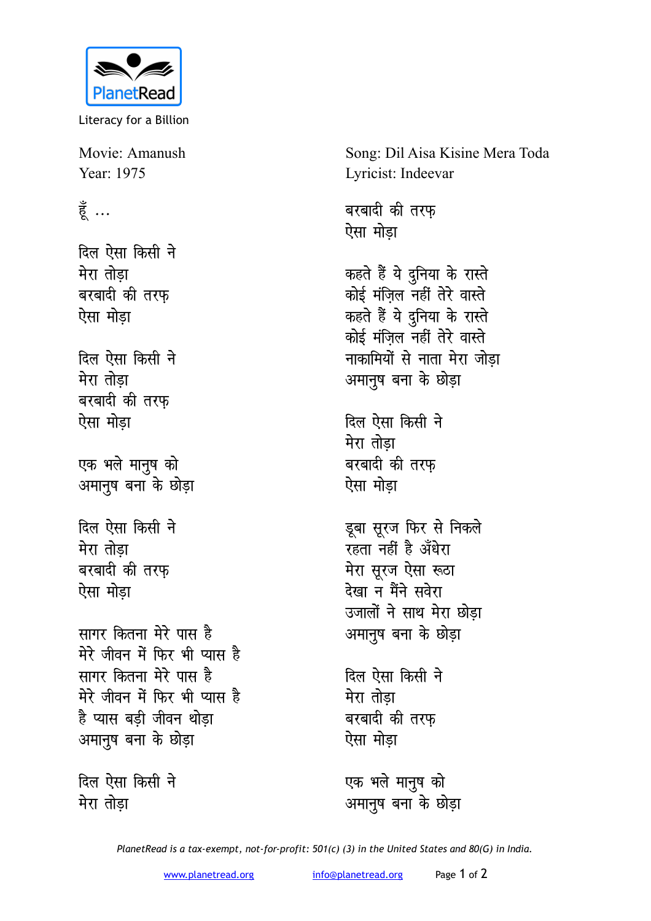Literacy for a Billion

Movie: Amanush
Year: 1975

Song: Dil Aisa Kisine Mera Toda
Lyricist: Indeevar

हूँ ...

दिल ऐसा किसी ने
मेरा तोड़ा
बरबादी की तरफ़
ऐसा मोड़ा

दिल ऐसा किसी ने
मेरा तोड़ा
बरबादी की तरफ़
ऐसा मोड़ा

एक भले मानुष को
अमानुष बना के छोड़ा

दिल ऐसा किसी ने
मेरा तोड़ा
बरबादी की तरफ़
ऐसा मोड़ा

सागर कितना मेरे पास है
मेरे जीवन में फिर भी प्यास है
सागर कितना मेरे पास है
मेरे जीवन में फिर भी प्यास है
है प्यास बड़ी जीवन थोड़ा
अमानुष बना के छोड़ा

दिल ऐसा किसी ने
मेरा तोड़ा
बरबादी की तरफ़
ऐसा मोड़ा

कहते हैं ये दुनिया के रास्ते
कोई मंज़िल नहीं तेरे वास्ते
कहते हैं ये दुनिया के रास्ते
कोई मंज़िल नहीं तेरे वास्ते
नाकामियों से नाता मेरा जोड़ा
अमानुष बना के छोड़ा

दिल ऐसा किसी ने
मेरा तोड़ा
बरबादी की तरफ़
ऐसा मोड़ा

डूबा सूरज फिर से निकले
रहता नहीं है अँधेरा
मेरा सूरज ऐसा रूठा
देखा न मैंने सवेरा
उजालों ने साथ मेरा छोड़ा
अमानुष बना के छोड़ा

दिल ऐसा किसी ने
मेरा तोड़ा
बरबादी की तरफ़
ऐसा मोड़ा

एक भले मानुष को
अमानुष बना के छोड़ा

*PlanetRead is a tax-exempt, not-for-profit: 501(c) (3) in the United States and 80(G) in India.*

www.planetread.org info@planetread.org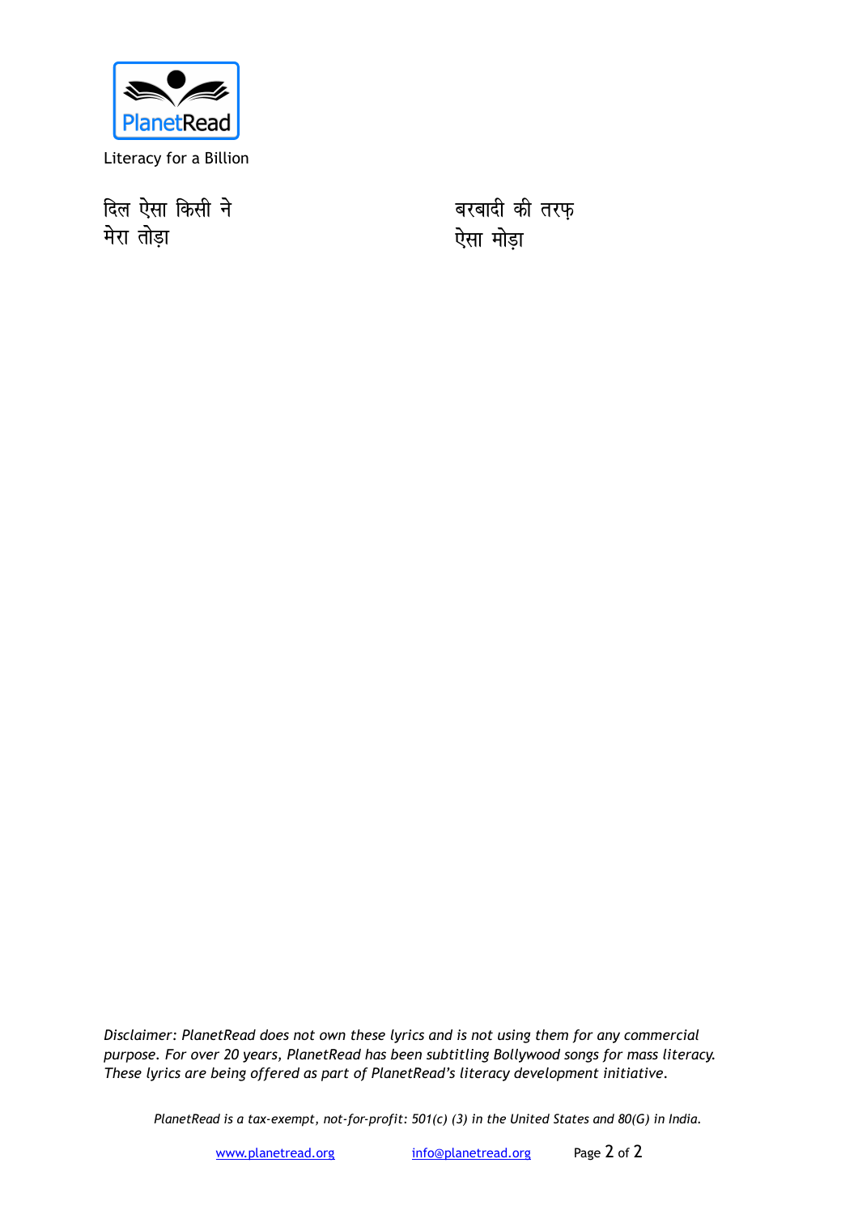Literacy for a Billion

दिल ऐसा किसी ने
मेरा तोड़ा

बरबादी की तरफ़
ऐसा मोड़ा

*Disclaimer: PlanetRead does not own these lyrics and is not using them for any commercial purpose. For over 20 years, PlanetRead has been subtitling Bollywood songs for mass literacy. These lyrics are being offered as part of PlanetRead's literacy development initiative.*

*PlanetRead is a tax-exempt, not-for-profit: 501(c) (3) in the United States and 80(G) in India.*

www.planetread.org info@planetread.org